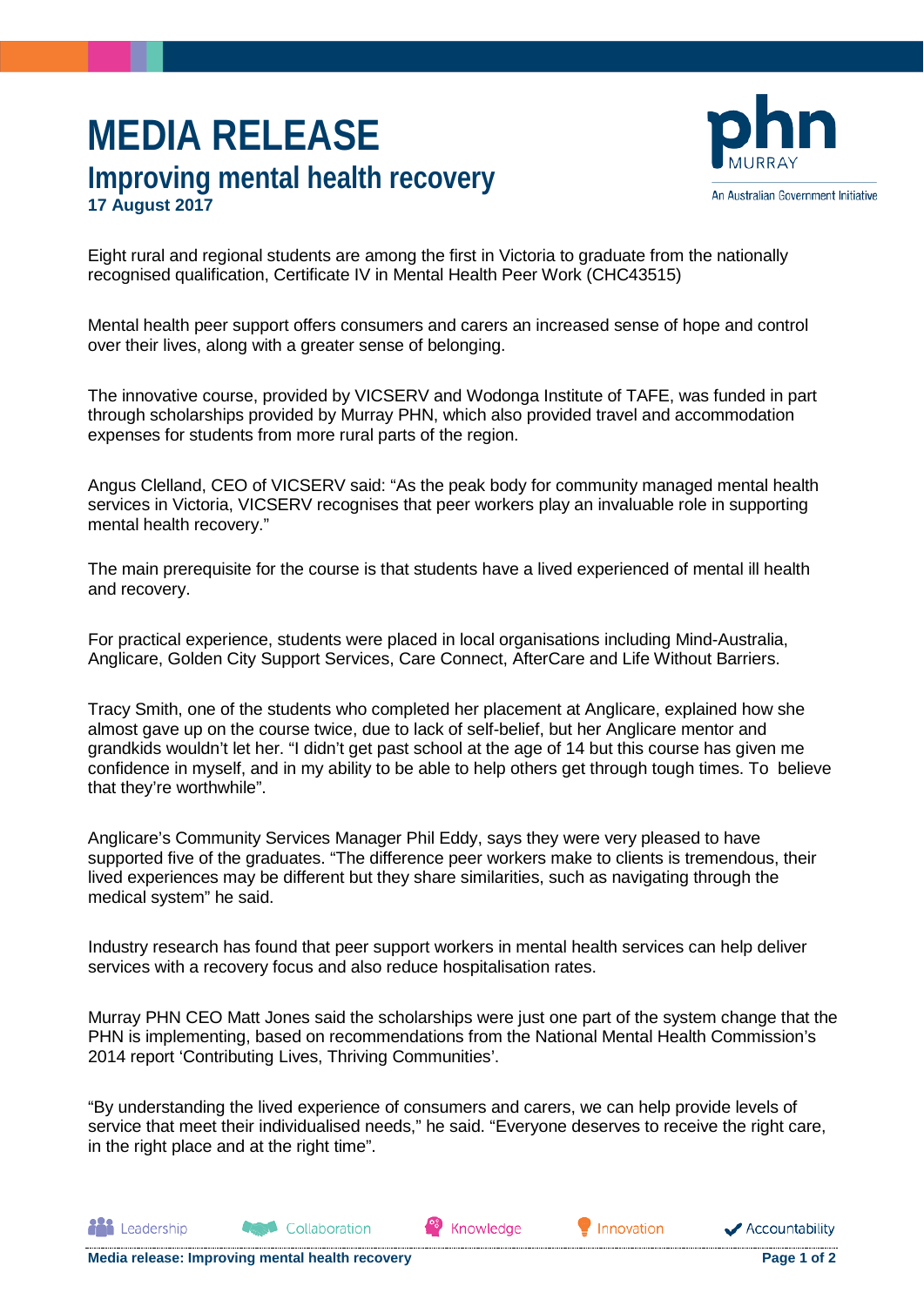# MEDIA RELEASE

## Improving mental health recovery

**17 August 2017**

Eight rural and regional students are among the first in Victoria to graduate from the nationally recognised qualification, Certificate IV in Mental Health Peer Work (CHC43515)

Mental health peer support offers consumers and carers an increased sense of hope and control over their lives, along with a greater sense of belonging.

The innovative course, provided by VICSERV and Wodonga Institute of TAFE, was funded in part through scholarships provided by Murray PHN, which also provided travel and accommodation expenses for students from more rural parts of the region.

Angus Clelland, CEO of VICSERV said: "As the peak body for community managed mental health services in Victoria, VICSERV recognises that peer workers play an invaluable role in supporting mental health recovery."

The main prerequisite for the course is that students have a lived experienced of mental ill health and recovery.

For practical experience, students were placed in local organisations including Mind-Australia, Anglicare, Golden City Support Services, Care Connect, AfterCare and Life Without Barriers.

Tracy Smith, one of the students who completed her placement at Anglicare, explained how she almost gave up on the course twice, due to lack of self-belief, but her Anglicare mentor and grandkids wouldn't let her. "I didn't get past school at the age of 14 but this course has given me confidence in myself, and in my ability to be able to help others get through tough times. To believe that they're worthwhile".

Anglicare's Community Services Manager Phil Eddy, says they were very pleased to have supported five of the graduates. "The difference peer workers make to clients is tremendous, their lived experiences may be different but they share similarities, such as navigating through the medical system" he said.

Industry research has found that peer support workers in mental health services can help deliver services with a recovery focus and also reduce hospitalisation rates.

Murray PHN CEO Matt Jones said the scholarships were just one part of the system change that the PHN is implementing, based on recommendations from the National Mental Health Commission's 2014 report 'Contributing Lives, Thriving Communities'.

"By understanding the lived experience of consumers and carers, we can help provide levels of service that meet their individualised needs," he said. "Everyone deserves to receive the right care, in the right place and at the right time".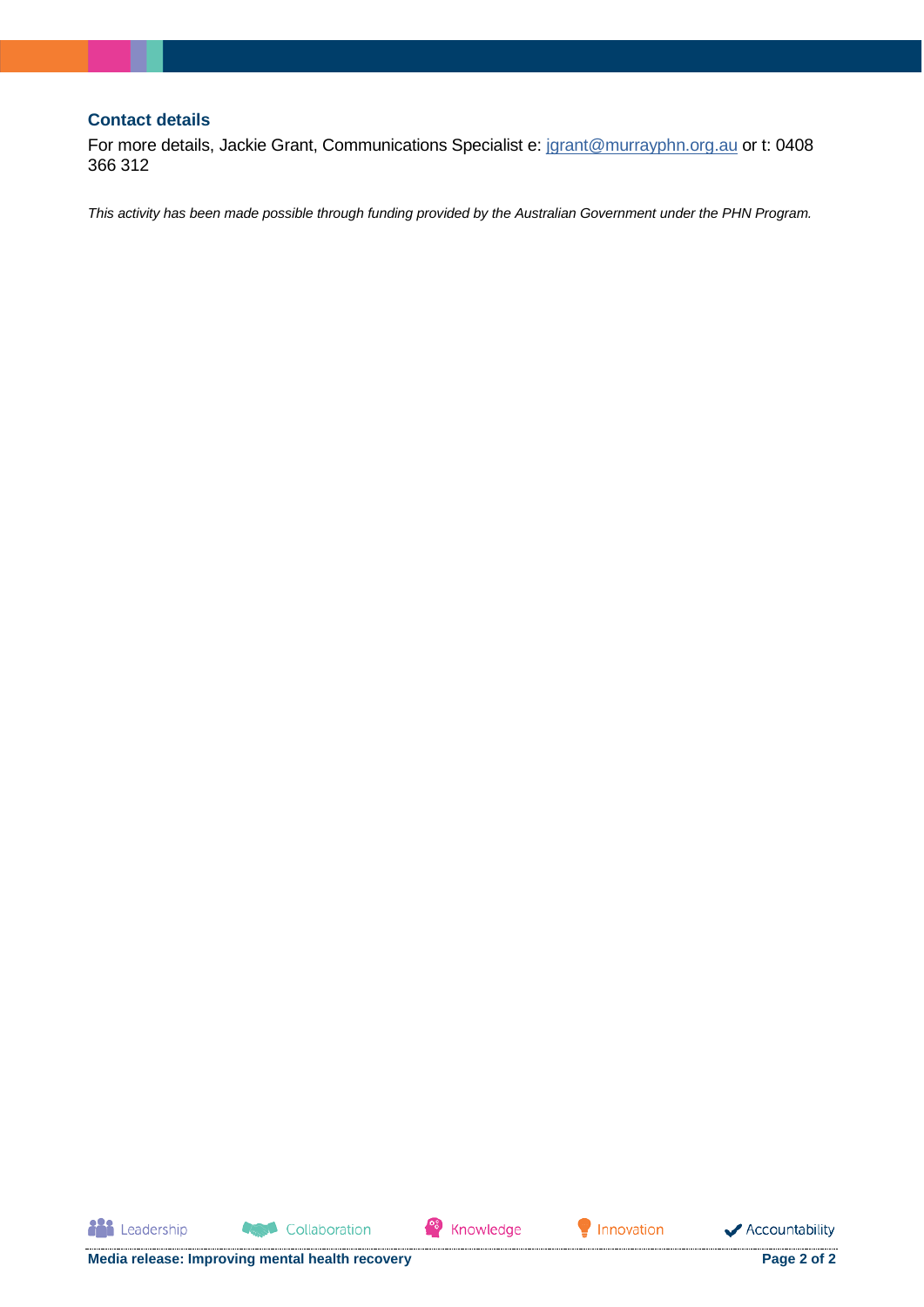### Contact details

For more details, Jackie Grant, Communications Specialist e: jgrant@murrayphn.org.au or t: 0408 366 312

*This activity has been made possible through funding provided by the Australian Government under the PHN Program.*